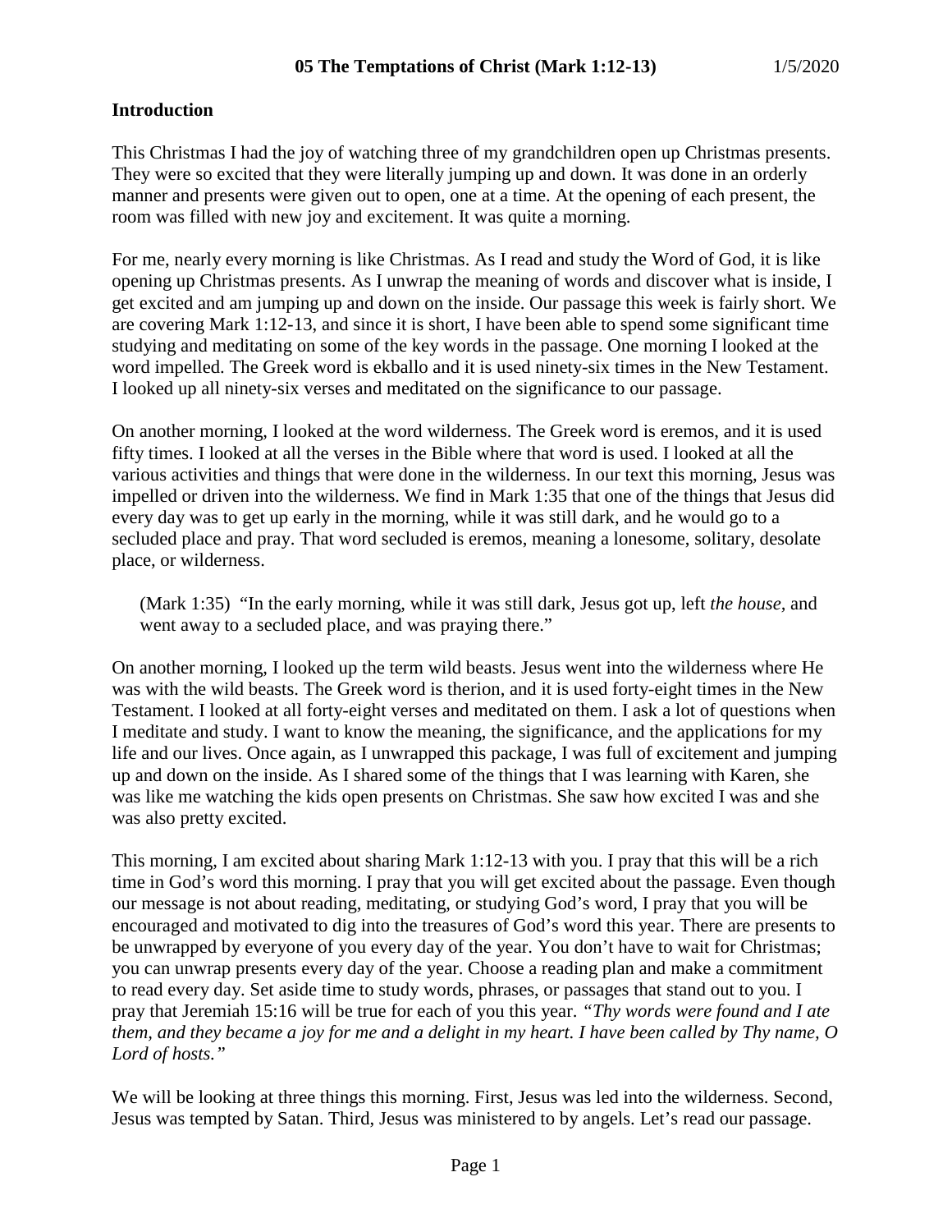# 05 The Temptations of Christ (Mark 1:12-13) 1/5/2020

## Introduction

This Christmas I had the joy of watching three of my grandchildren open up Christmas presents. They were so excited that they were literally jumping up and down. It was done in an orderly manner and presents were given out to open, one at a time. At the opening of each present, the room was filled with new joy and excitement. It was quite a morning.

For me, nearly every morning is like Christmas. As I read and study the Word of God, it is like opening up Christmas presents. As I unwrap the meaning of words and discover what is inside, I get excited and am jumping up and down on the inside. Our passage this week is fairly short. We are covering Mark 1:12-13, and since it is short, I have been able to spend some significant time studying and meditating on some of the key words in the passage. One morning I looked at the word impelled. The Greek word is ekballo and it is used ninety-six times in the New Testament. I looked up all ninety-six verses and meditated on the significance to our passage.

On another morning, I looked at the word wilderness. The Greek word is eremos, and it is used fifty times. I looked at all the verses in the Bible where that word is used. I looked at all the various activities and things that were done in the wilderness. In our text this morning, Jesus was impelled or driven into the wilderness. We find in Mark 1:35 that one of the things that Jesus did every day was to get up early in the morning, while it was still dark, and he would go to a secluded place and pray. That word secluded is eremos, meaning a lonesome, solitary, desolate place, or wilderness.

> (Mark 1:35) "In the early morning, while it was still dark, Jesus got up, left *the house,* and went away to a secluded place, and was praying there."

On another morning, I looked up the term wild beasts. Jesus went into the wilderness where He was with the wild beasts. The Greek word is therion, and it is used forty-eight times in the New Testament. I looked at all forty-eight verses and meditated on them. I ask a lot of questions when I meditate and study. I want to know the meaning, the significance, and the applications for my life and our lives. Once again, as I unwrapped this package, I was full of excitement and jumping up and down on the inside. As I shared some of the things that I was learning with Karen, she was like me watching the kids open presents on Christmas. She saw how excited I was and she was also pretty excited.

This morning, I am excited about sharing Mark 1:12-13 with you. I pray that this will be a rich time in God's word this morning. I pray that you will get excited about the passage. Even though our message is not about reading, meditating, or studying God's word, I pray that you will be encouraged and motivated to dig into the treasures of God's word this year. There are presents to be unwrapped by everyone of you every day of the year. You don't have to wait for Christmas; you can unwrap presents every day of the year. Choose a reading plan and make a commitment to read every day. Set aside time to study words, phrases, or passages that stand out to you. I pray that Jeremiah 15:16 will be true for each of you this year. *"Thy words were found and I ate them, and they became a joy for me and a delight in my heart. I have been called by Thy name, O Lord of hosts."*

We will be looking at three things this morning. First, Jesus was led into the wilderness. Second, Jesus was tempted by Satan. Third, Jesus was ministered to by angels. Let's read our passage.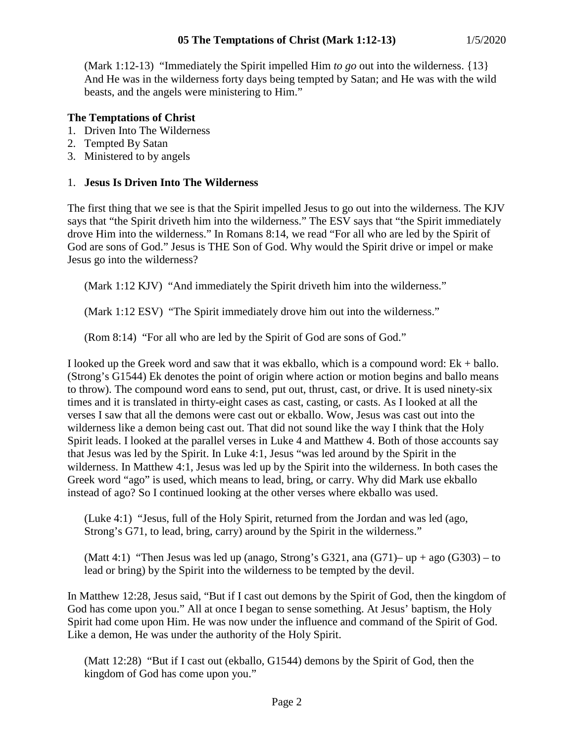(Mark 1:12-13) "Immediately the Spirit impelled Him *to go* out into the wilderness. {13} And He was in the wilderness forty days being tempted by Satan; and He was with the wild beasts, and the angels were ministering to Him."

**The Temptations of Christ**

1. Driven Into The Wilderness
2. Tempted By Satan
3. Ministered to by angels

1. **Jesus Is Driven Into The Wilderness**

The first thing that we see is that the Spirit impelled Jesus to go out into the wilderness. The KJV says that "the Spirit driveth him into the wilderness." The ESV says that "the Spirit immediately drove Him into the wilderness." In Romans 8:14, we read "For all who are led by the Spirit of God are sons of God." Jesus is THE Son of God. Why would the Spirit drive or impel or make Jesus go into the wilderness?

(Mark 1:12 KJV) "And immediately the Spirit driveth him into the wilderness."

(Mark 1:12 ESV) "The Spirit immediately drove him out into the wilderness."

(Rom 8:14) "For all who are led by the Spirit of God are sons of God."

I looked up the Greek word and saw that it was ekballo, which is a compound word: Ek + ballo. (Strong's G1544) Ek denotes the point of origin where action or motion begins and ballo means to throw). The compound word eans to send, put out, thrust, cast, or drive. It is used ninety-six times and it is translated in thirty-eight cases as cast, casting, or casts. As I looked at all the verses I saw that all the demons were cast out or ekballo. Wow, Jesus was cast out into the wilderness like a demon being cast out. That did not sound like the way I think that the Holy Spirit leads. I looked at the parallel verses in Luke 4 and Matthew 4. Both of those accounts say that Jesus was led by the Spirit. In Luke 4:1, Jesus "was led around by the Spirit in the wilderness. In Matthew 4:1, Jesus was led up by the Spirit into the wilderness. In both cases the Greek word "ago" is used, which means to lead, bring, or carry. Why did Mark use ekballo instead of ago? So I continued looking at the other verses where ekballo was used.

(Luke 4:1) "Jesus, full of the Holy Spirit, returned from the Jordan and was led (ago, Strong's G71, to lead, bring, carry) around by the Spirit in the wilderness."

(Matt 4:1) "Then Jesus was led up (anago, Strong's G321, ana (G71)– up + ago (G303) – to lead or bring) by the Spirit into the wilderness to be tempted by the devil.

In Matthew 12:28, Jesus said, "But if I cast out demons by the Spirit of God, then the kingdom of God has come upon you." All at once I began to sense something. At Jesus' baptism, the Holy Spirit had come upon Him. He was now under the influence and command of the Spirit of God. Like a demon, He was under the authority of the Holy Spirit.

(Matt 12:28) "But if I cast out (ekballo, G1544) demons by the Spirit of God, then the kingdom of God has come upon you."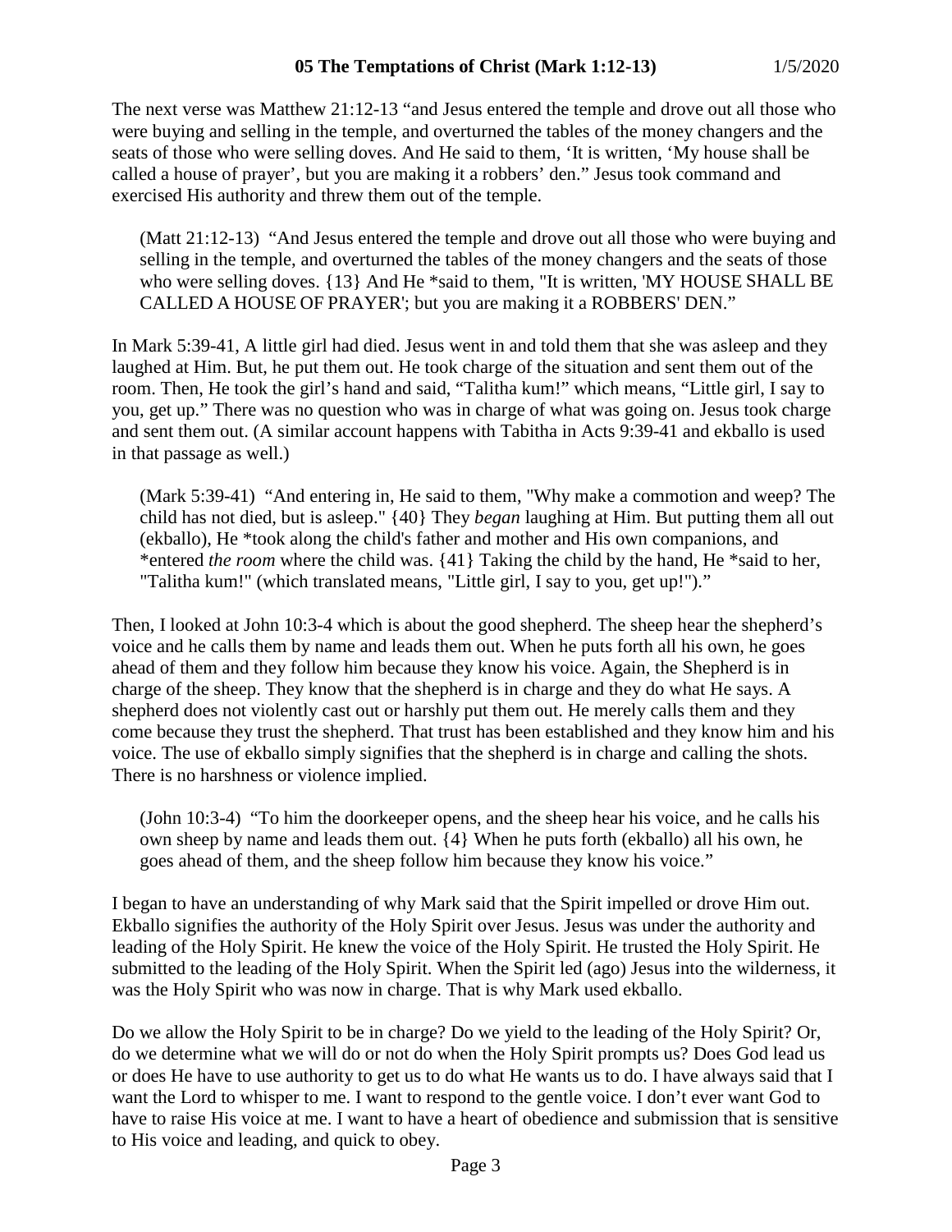The next verse was Matthew 21:12-13 "and Jesus entered the temple and drove out all those who were buying and selling in the temple, and overturned the tables of the money changers and the seats of those who were selling doves. And He said to them, 'It is written, 'My house shall be called a house of prayer', but you are making it a robbers' den." Jesus took command and exercised His authority and threw them out of the temple.

> (Matt 21:12-13) "And Jesus entered the temple and drove out all those who were buying and selling in the temple, and overturned the tables of the money changers and the seats of those who were selling doves. {13} And He *said to them, "It is written, 'MY HOUSE SHALL BE CALLED A HOUSE OF PRAYER'; but you are making it a ROBBERS' DEN."

In Mark 5:39-41, A little girl had died. Jesus went in and told them that she was asleep and they laughed at Him. But, he put them out. He took charge of the situation and sent them out of the room. Then, He took the girl's hand and said, "Talitha kum!" which means, "Little girl, I say to you, get up." There was no question who was in charge of what was going on. Jesus took charge and sent them out. (A similar account happens with Tabitha in Acts 9:39-41 and ekballo is used in that passage as well.)

> (Mark 5:39-41) "And entering in, He said to them, "Why make a commotion and weep? The child has not died, but is asleep." {40} They *began* laughing at Him. But putting them all out (ekballo), He *took along the child's father and mother and His own companions, and *entered *the room* where the child was. {41} Taking the child by the hand, He *said to her, "Talitha kum!" (which translated means, "Little girl, I say to you, get up!")."

Then, I looked at John 10:3-4 which is about the good shepherd. The sheep hear the shepherd's voice and he calls them by name and leads them out. When he puts forth all his own, he goes ahead of them and they follow him because they know his voice. Again, the Shepherd is in charge of the sheep. They know that the shepherd is in charge and they do what He says. A shepherd does not violently cast out or harshly put them out. He merely calls them and they come because they trust the shepherd. That trust has been established and they know him and his voice. The use of ekballo simply signifies that the shepherd is in charge and calling the shots. There is no harshness or violence implied.

> (John 10:3-4) "To him the doorkeeper opens, and the sheep hear his voice, and he calls his own sheep by name and leads them out. {4} When he puts forth (ekballo) all his own, he goes ahead of them, and the sheep follow him because they know his voice."

I began to have an understanding of why Mark said that the Spirit impelled or drove Him out. Ekballo signifies the authority of the Holy Spirit over Jesus. Jesus was under the authority and leading of the Holy Spirit. He knew the voice of the Holy Spirit. He trusted the Holy Spirit. He submitted to the leading of the Holy Spirit. When the Spirit led (ago) Jesus into the wilderness, it was the Holy Spirit who was now in charge. That is why Mark used ekballo.

Do we allow the Holy Spirit to be in charge? Do we yield to the leading of the Holy Spirit? Or, do we determine what we will do or not do when the Holy Spirit prompts us? Does God lead us or does He have to use authority to get us to do what He wants us to do. I have always said that I want the Lord to whisper to me. I want to respond to the gentle voice. I don't ever want God to have to raise His voice at me. I want to have a heart of obedience and submission that is sensitive to His voice and leading, and quick to obey.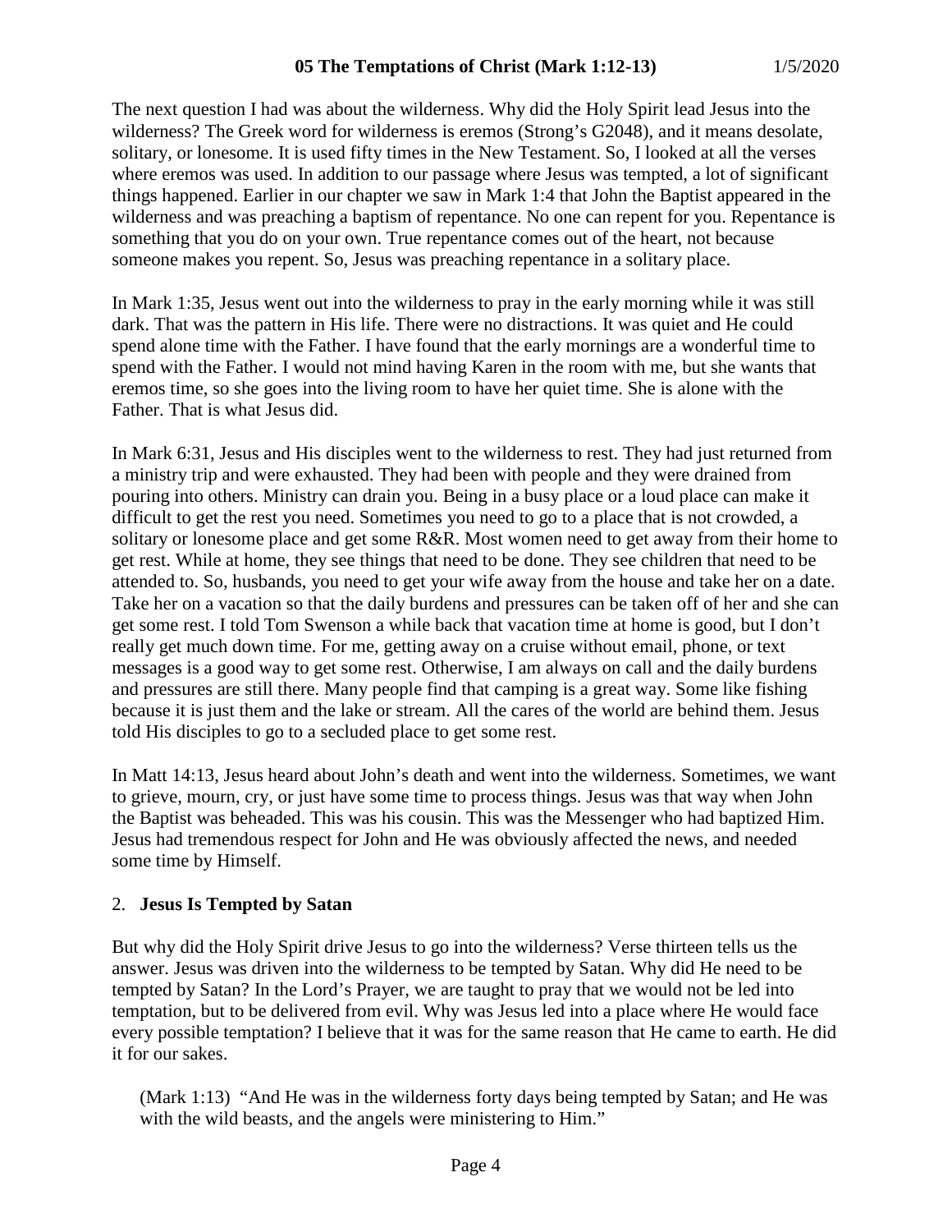The next question I had was about the wilderness. Why did the Holy Spirit lead Jesus into the wilderness? The Greek word for wilderness is eremos (Strong's G2048), and it means desolate, solitary, or lonesome. It is used fifty times in the New Testament. So, I looked at all the verses where eremos was used. In addition to our passage where Jesus was tempted, a lot of significant things happened. Earlier in our chapter we saw in Mark 1:4 that John the Baptist appeared in the wilderness and was preaching a baptism of repentance. No one can repent for you. Repentance is something that you do on your own. True repentance comes out of the heart, not because someone makes you repent. So, Jesus was preaching repentance in a solitary place.

In Mark 1:35, Jesus went out into the wilderness to pray in the early morning while it was still dark. That was the pattern in His life. There were no distractions. It was quiet and He could spend alone time with the Father. I have found that the early mornings are a wonderful time to spend with the Father. I would not mind having Karen in the room with me, but she wants that eremos time, so she goes into the living room to have her quiet time. She is alone with the Father. That is what Jesus did.

In Mark 6:31, Jesus and His disciples went to the wilderness to rest. They had just returned from a ministry trip and were exhausted. They had been with people and they were drained from pouring into others. Ministry can drain you. Being in a busy place or a loud place can make it difficult to get the rest you need. Sometimes you need to go to a place that is not crowded, a solitary or lonesome place and get some R&R. Most women need to get away from their home to get rest. While at home, they see things that need to be done. They see children that need to be attended to. So, husbands, you need to get your wife away from the house and take her on a date. Take her on a vacation so that the daily burdens and pressures can be taken off of her and she can get some rest. I told Tom Swenson a while back that vacation time at home is good, but I don't really get much down time. For me, getting away on a cruise without email, phone, or text messages is a good way to get some rest. Otherwise, I am always on call and the daily burdens and pressures are still there. Many people find that camping is a great way. Some like fishing because it is just them and the lake or stream. All the cares of the world are behind them. Jesus told His disciples to go to a secluded place to get some rest.

In Matt 14:13, Jesus heard about John's death and went into the wilderness. Sometimes, we want to grieve, mourn, cry, or just have some time to process things. Jesus was that way when John the Baptist was beheaded. This was his cousin. This was the Messenger who had baptized Him. Jesus had tremendous respect for John and He was obviously affected the news, and needed some time by Himself.

## 2. **Jesus Is Tempted by Satan**

But why did the Holy Spirit drive Jesus to go into the wilderness? Verse thirteen tells us the answer. Jesus was driven into the wilderness to be tempted by Satan. Why did He need to be tempted by Satan? In the Lord's Prayer, we are taught to pray that we would not be led into temptation, but to be delivered from evil. Why was Jesus led into a place where He would face every possible temptation? I believe that it was for the same reason that He came to earth. He did it for our sakes.

> (Mark 1:13) "And He was in the wilderness forty days being tempted by Satan; and He was with the wild beasts, and the angels were ministering to Him."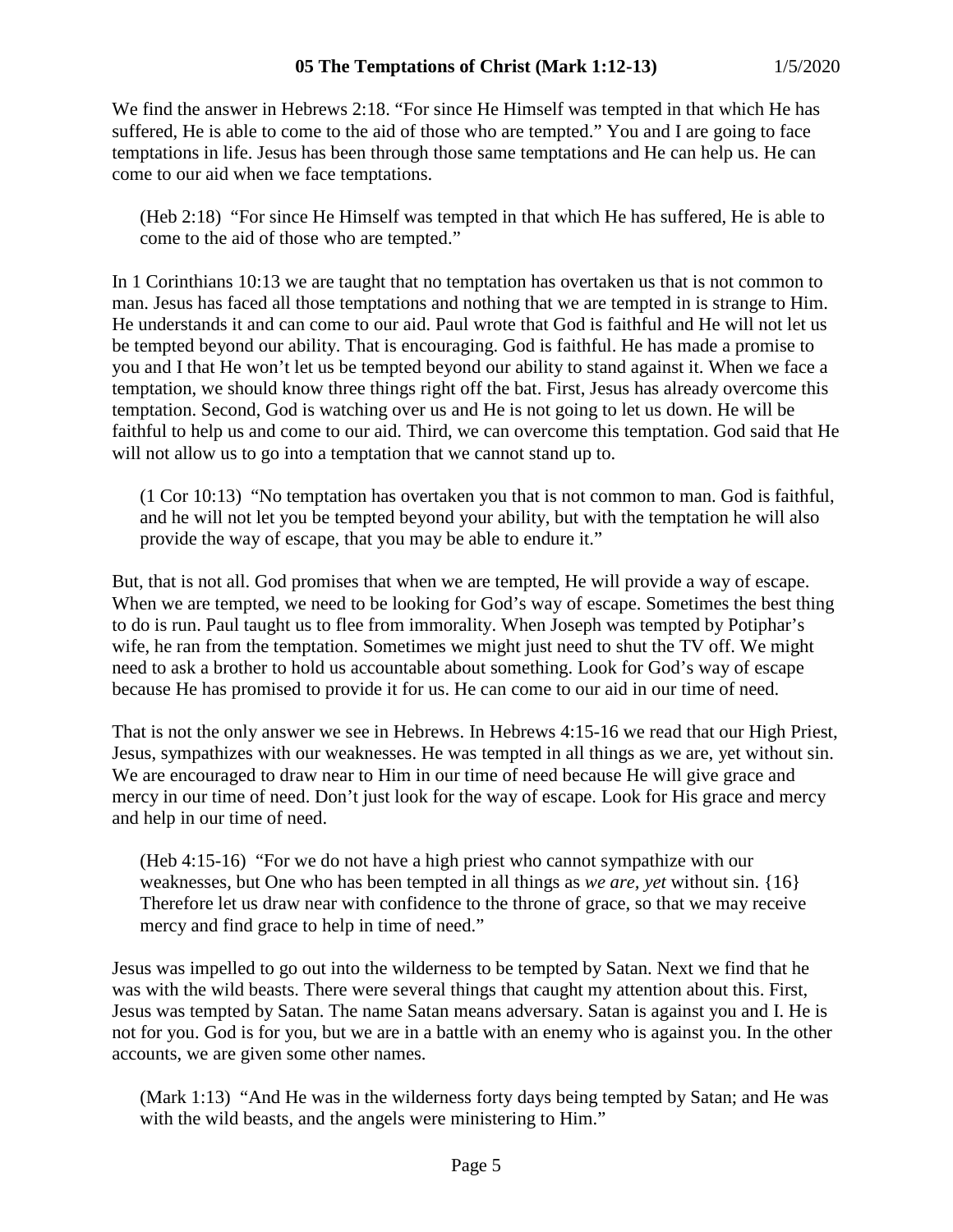We find the answer in Hebrews 2:18. "For since He Himself was tempted in that which He has suffered, He is able to come to the aid of those who are tempted." You and I are going to face temptations in life. Jesus has been through those same temptations and He can help us. He can come to our aid when we face temptations.

> (Heb 2:18) "For since He Himself was tempted in that which He has suffered, He is able to come to the aid of those who are tempted."

In 1 Corinthians 10:13 we are taught that no temptation has overtaken us that is not common to man. Jesus has faced all those temptations and nothing that we are tempted in is strange to Him. He understands it and can come to our aid. Paul wrote that God is faithful and He will not let us be tempted beyond our ability. That is encouraging. God is faithful. He has made a promise to you and I that He won't let us be tempted beyond our ability to stand against it. When we face a temptation, we should know three things right off the bat. First, Jesus has already overcome this temptation. Second, God is watching over us and He is not going to let us down. He will be faithful to help us and come to our aid. Third, we can overcome this temptation. God said that He will not allow us to go into a temptation that we cannot stand up to.

> (1 Cor 10:13) "No temptation has overtaken you that is not common to man. God is faithful, and he will not let you be tempted beyond your ability, but with the temptation he will also provide the way of escape, that you may be able to endure it."

But, that is not all. God promises that when we are tempted, He will provide a way of escape. When we are tempted, we need to be looking for God's way of escape. Sometimes the best thing to do is run. Paul taught us to flee from immorality. When Joseph was tempted by Potiphar's wife, he ran from the temptation. Sometimes we might just need to shut the TV off. We might need to ask a brother to hold us accountable about something. Look for God's way of escape because He has promised to provide it for us. He can come to our aid in our time of need.

That is not the only answer we see in Hebrews. In Hebrews 4:15-16 we read that our High Priest, Jesus, sympathizes with our weaknesses. He was tempted in all things as we are, yet without sin. We are encouraged to draw near to Him in our time of need because He will give grace and mercy in our time of need. Don't just look for the way of escape. Look for His grace and mercy and help in our time of need.

> (Heb 4:15-16) "For we do not have a high priest who cannot sympathize with our weaknesses, but One who has been tempted in all things as *we are, yet* without sin. {16} Therefore let us draw near with confidence to the throne of grace, so that we may receive mercy and find grace to help in time of need."

Jesus was impelled to go out into the wilderness to be tempted by Satan. Next we find that he was with the wild beasts. There were several things that caught my attention about this. First, Jesus was tempted by Satan. The name Satan means adversary. Satan is against you and I. He is not for you. God is for you, but we are in a battle with an enemy who is against you. In the other accounts, we are given some other names.

> (Mark 1:13) "And He was in the wilderness forty days being tempted by Satan; and He was with the wild beasts, and the angels were ministering to Him."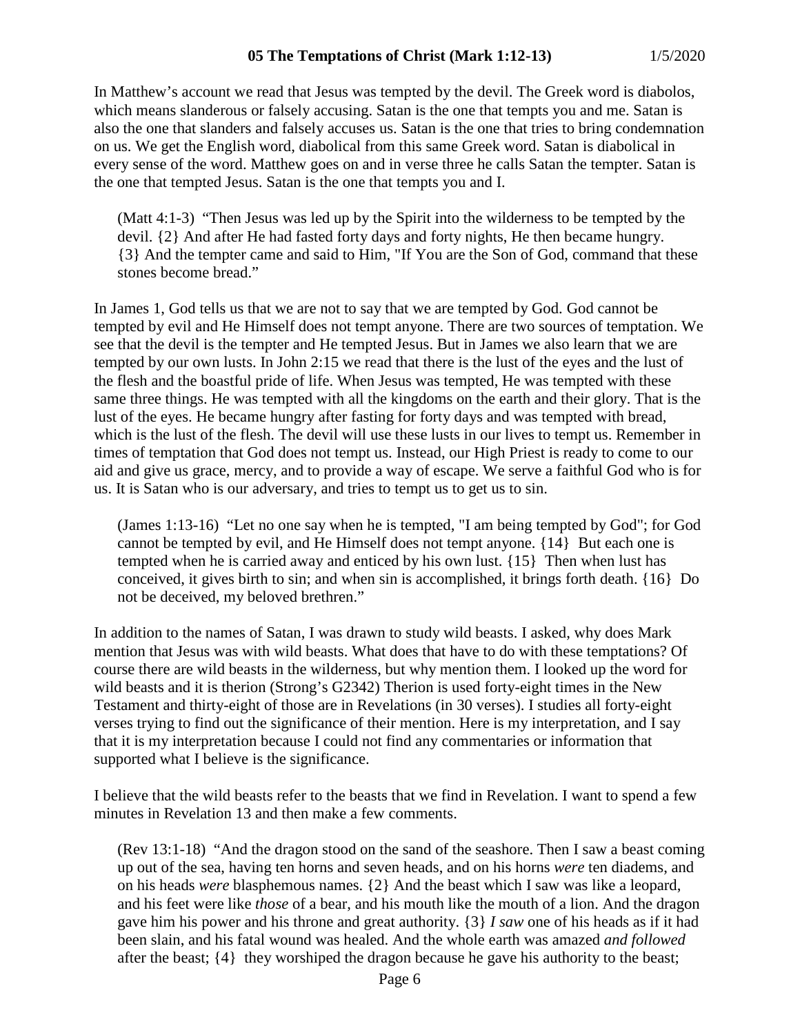In Matthew's account we read that Jesus was tempted by the devil. The Greek word is diabolos, which means slanderous or falsely accusing. Satan is the one that tempts you and me. Satan is also the one that slanders and falsely accuses us. Satan is the one that tries to bring condemnation on us. We get the English word, diabolical from this same Greek word. Satan is diabolical in every sense of the word. Matthew goes on and in verse three he calls Satan the tempter. Satan is the one that tempted Jesus. Satan is the one that tempts you and I.

> (Matt 4:1-3) "Then Jesus was led up by the Spirit into the wilderness to be tempted by the devil. {2} And after He had fasted forty days and forty nights, He then became hungry. {3} And the tempter came and said to Him, "If You are the Son of God, command that these stones become bread."

In James 1, God tells us that we are not to say that we are tempted by God. God cannot be tempted by evil and He Himself does not tempt anyone. There are two sources of temptation. We see that the devil is the tempter and He tempted Jesus. But in James we also learn that we are tempted by our own lusts. In John 2:15 we read that there is the lust of the eyes and the lust of the flesh and the boastful pride of life. When Jesus was tempted, He was tempted with these same three things. He was tempted with all the kingdoms on the earth and their glory. That is the lust of the eyes. He became hungry after fasting for forty days and was tempted with bread, which is the lust of the flesh. The devil will use these lusts in our lives to tempt us. Remember in times of temptation that God does not tempt us. Instead, our High Priest is ready to come to our aid and give us grace, mercy, and to provide a way of escape. We serve a faithful God who is for us. It is Satan who is our adversary, and tries to tempt us to get us to sin.

> (James 1:13-16) "Let no one say when he is tempted, "I am being tempted by God"; for God cannot be tempted by evil, and He Himself does not tempt anyone. {14} But each one is tempted when he is carried away and enticed by his own lust. {15} Then when lust has conceived, it gives birth to sin; and when sin is accomplished, it brings forth death. {16} Do not be deceived, my beloved brethren."

In addition to the names of Satan, I was drawn to study wild beasts. I asked, why does Mark mention that Jesus was with wild beasts. What does that have to do with these temptations? Of course there are wild beasts in the wilderness, but why mention them. I looked up the word for wild beasts and it is therion (Strong's G2342) Therion is used forty-eight times in the New Testament and thirty-eight of those are in Revelations (in 30 verses). I studies all forty-eight verses trying to find out the significance of their mention. Here is my interpretation, and I say that it is my interpretation because I could not find any commentaries or information that supported what I believe is the significance.

I believe that the wild beasts refer to the beasts that we find in Revelation. I want to spend a few minutes in Revelation 13 and then make a few comments.

> (Rev 13:1-18) "And the dragon stood on the sand of the seashore. Then I saw a beast coming up out of the sea, having ten horns and seven heads, and on his horns *were* ten diadems, and on his heads *were* blasphemous names. {2} And the beast which I saw was like a leopard, and his feet were like *those* of a bear, and his mouth like the mouth of a lion. And the dragon gave him his power and his throne and great authority. {3} *I saw* one of his heads as if it had been slain, and his fatal wound was healed. And the whole earth was amazed *and followed* after the beast; {4} they worshiped the dragon because he gave his authority to the beast;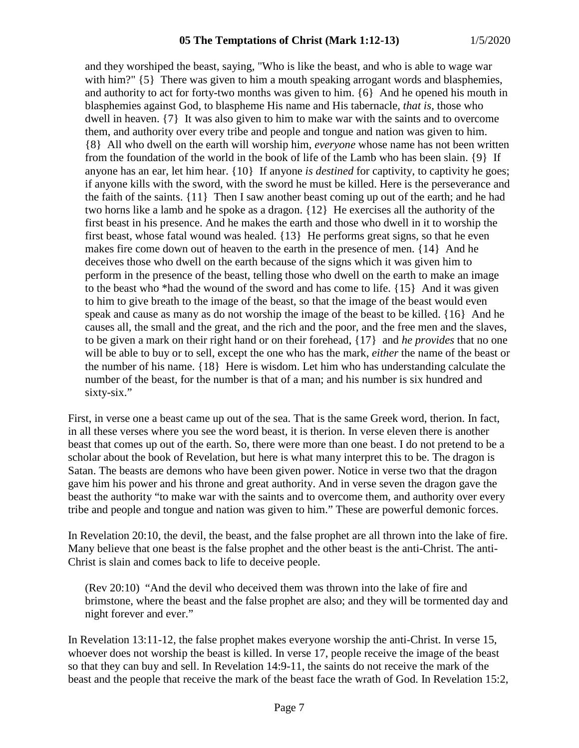> and they worshiped the beast, saying, "Who is like the beast, and who is able to wage war with him?" {5} There was given to him a mouth speaking arrogant words and blasphemies, and authority to act for forty-two months was given to him. {6} And he opened his mouth in blasphemies against God, to blaspheme His name and His tabernacle, *that is,* those who dwell in heaven. {7} It was also given to him to make war with the saints and to overcome them, and authority over every tribe and people and tongue and nation was given to him. {8} All who dwell on the earth will worship him, *everyone* whose name has not been written from the foundation of the world in the book of life of the Lamb who has been slain. {9} If anyone has an ear, let him hear. {10} If anyone *is destined* for captivity, to captivity he goes; if anyone kills with the sword, with the sword he must be killed. Here is the perseverance and the faith of the saints. {11} Then I saw another beast coming up out of the earth; and he had two horns like a lamb and he spoke as a dragon. {12} He exercises all the authority of the first beast in his presence. And he makes the earth and those who dwell in it to worship the first beast, whose fatal wound was healed. {13} He performs great signs, so that he even makes fire come down out of heaven to the earth in the presence of men. {14} And he deceives those who dwell on the earth because of the signs which it was given him to perform in the presence of the beast, telling those who dwell on the earth to make an image to the beast who *had the wound of the sword and has come to life. {15} And it was given to him to give breath to the image of the beast, so that the image of the beast would even speak and cause as many as do not worship the image of the beast to be killed. {16} And he causes all, the small and the great, and the rich and the poor, and the free men and the slaves, to be given a mark on their right hand or on their forehead, {17} and *he provides* that no one will be able to buy or to sell, except the one who has the mark, *either* the name of the beast or the number of his name. {18} Here is wisdom. Let him who has understanding calculate the number of the beast, for the number is that of a man; and his number is six hundred and sixty-six."

First, in verse one a beast came up out of the sea. That is the same Greek word, therion. In fact, in all these verses where you see the word beast, it is therion. In verse eleven there is another beast that comes up out of the earth. So, there were more than one beast. I do not pretend to be a scholar about the book of Revelation, but here is what many interpret this to be. The dragon is Satan. The beasts are demons who have been given power. Notice in verse two that the dragon gave him his power and his throne and great authority. And in verse seven the dragon gave the beast the authority "to make war with the saints and to overcome them, and authority over every tribe and people and tongue and nation was given to him." These are powerful demonic forces.

In Revelation 20:10, the devil, the beast, and the false prophet are all thrown into the lake of fire. Many believe that one beast is the false prophet and the other beast is the anti-Christ. The anti-Christ is slain and comes back to life to deceive people.

> (Rev 20:10) "And the devil who deceived them was thrown into the lake of fire and brimstone, where the beast and the false prophet are also; and they will be tormented day and night forever and ever."

In Revelation 13:11-12, the false prophet makes everyone worship the anti-Christ. In verse 15, whoever does not worship the beast is killed. In verse 17, people receive the image of the beast so that they can buy and sell. In Revelation 14:9-11, the saints do not receive the mark of the beast and the people that receive the mark of the beast face the wrath of God. In Revelation 15:2,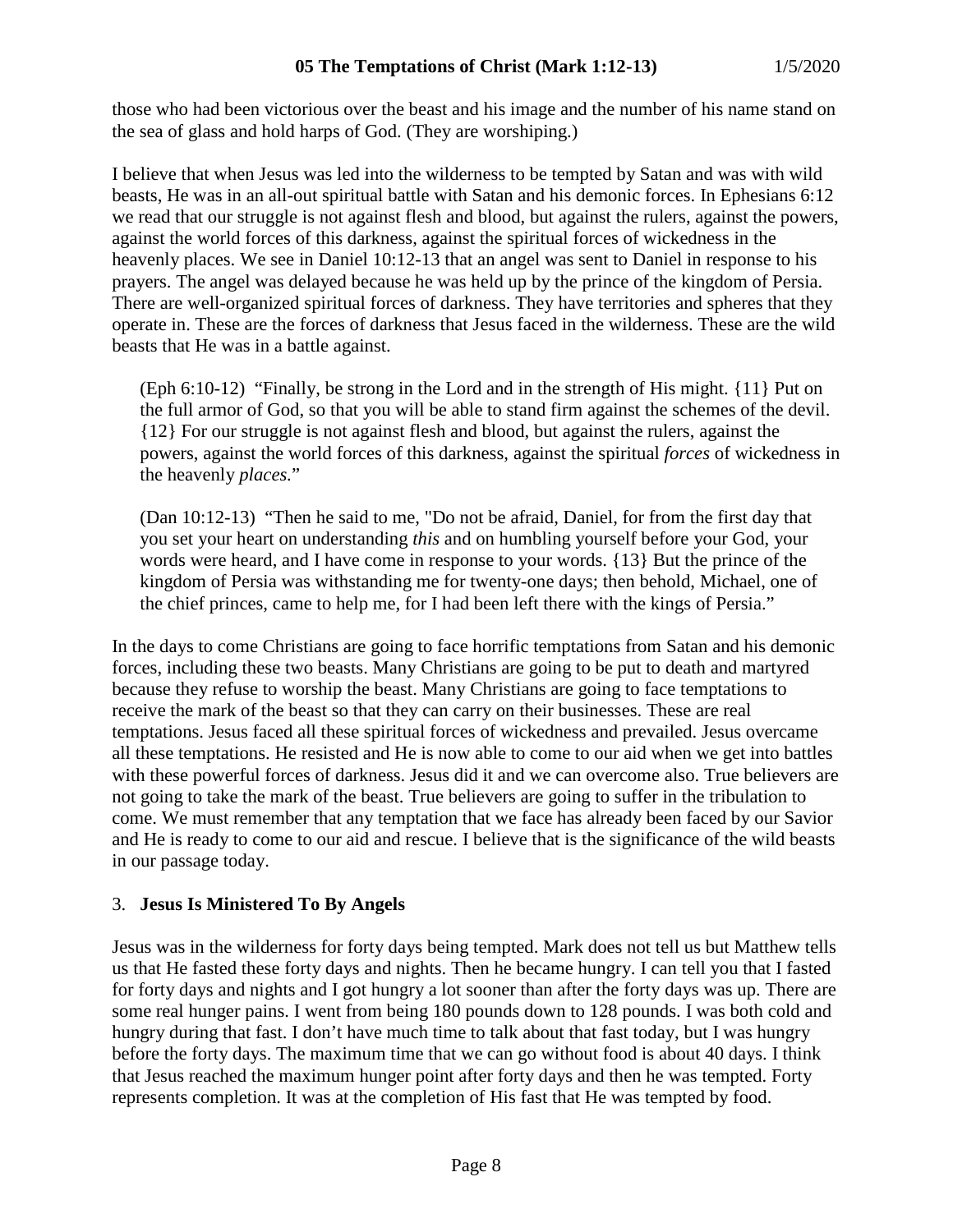those who had been victorious over the beast and his image and the number of his name stand on the sea of glass and hold harps of God. (They are worshiping.)

I believe that when Jesus was led into the wilderness to be tempted by Satan and was with wild beasts, He was in an all-out spiritual battle with Satan and his demonic forces. In Ephesians 6:12 we read that our struggle is not against flesh and blood, but against the rulers, against the powers, against the world forces of this darkness, against the spiritual forces of wickedness in the heavenly places. We see in Daniel 10:12-13 that an angel was sent to Daniel in response to his prayers. The angel was delayed because he was held up by the prince of the kingdom of Persia. There are well-organized spiritual forces of darkness. They have territories and spheres that they operate in. These are the forces of darkness that Jesus faced in the wilderness. These are the wild beasts that He was in a battle against.

> (Eph 6:10-12) "Finally, be strong in the Lord and in the strength of His might. {11} Put on the full armor of God, so that you will be able to stand firm against the schemes of the devil. {12} For our struggle is not against flesh and blood, but against the rulers, against the powers, against the world forces of this darkness, against the spiritual *forces* of wickedness in the heavenly *places*."

> (Dan 10:12-13) "Then he said to me, "Do not be afraid, Daniel, for from the first day that you set your heart on understanding *this* and on humbling yourself before your God, your words were heard, and I have come in response to your words. {13} But the prince of the kingdom of Persia was withstanding me for twenty-one days; then behold, Michael, one of the chief princes, came to help me, for I had been left there with the kings of Persia."

In the days to come Christians are going to face horrific temptations from Satan and his demonic forces, including these two beasts. Many Christians are going to be put to death and martyred because they refuse to worship the beast. Many Christians are going to face temptations to receive the mark of the beast so that they can carry on their businesses. These are real temptations. Jesus faced all these spiritual forces of wickedness and prevailed. Jesus overcame all these temptations. He resisted and He is now able to come to our aid when we get into battles with these powerful forces of darkness. Jesus did it and we can overcome also. True believers are not going to take the mark of the beast. True believers are going to suffer in the tribulation to come. We must remember that any temptation that we face has already been faced by our Savior and He is ready to come to our aid and rescue. I believe that is the significance of the wild beasts in our passage today.

## 3. **Jesus Is Ministered To By Angels**

Jesus was in the wilderness for forty days being tempted. Mark does not tell us but Matthew tells us that He fasted these forty days and nights. Then he became hungry. I can tell you that I fasted for forty days and nights and I got hungry a lot sooner than after the forty days was up. There are some real hunger pains. I went from being 180 pounds down to 128 pounds. I was both cold and hungry during that fast. I don't have much time to talk about that fast today, but I was hungry before the forty days. The maximum time that we can go without food is about 40 days. I think that Jesus reached the maximum hunger point after forty days and then he was tempted. Forty represents completion. It was at the completion of His fast that He was tempted by food.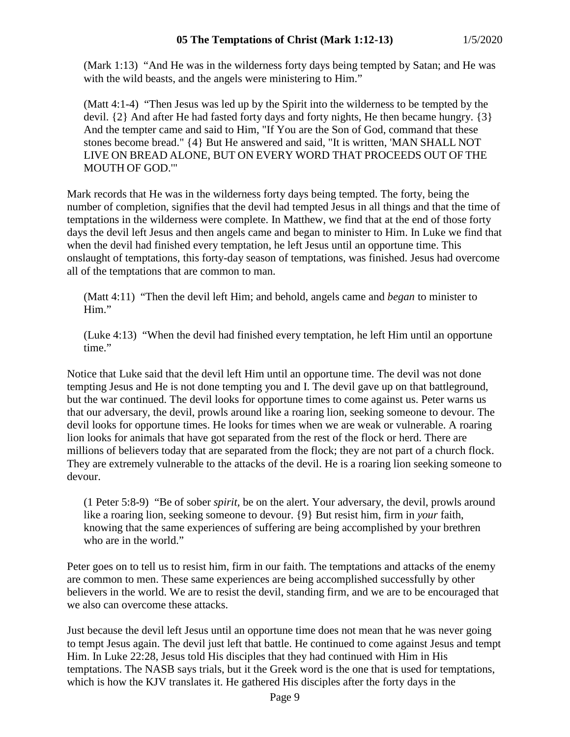(Mark 1:13) "And He was in the wilderness forty days being tempted by Satan; and He was with the wild beasts, and the angels were ministering to Him."

(Matt 4:1-4) "Then Jesus was led up by the Spirit into the wilderness to be tempted by the devil. {2} And after He had fasted forty days and forty nights, He then became hungry. {3} And the tempter came and said to Him, "If You are the Son of God, command that these stones become bread." {4} But He answered and said, "It is written, 'MAN SHALL NOT LIVE ON BREAD ALONE, BUT ON EVERY WORD THAT PROCEEDS OUT OF THE MOUTH OF GOD.'"

Mark records that He was in the wilderness forty days being tempted. The forty, being the number of completion, signifies that the devil had tempted Jesus in all things and that the time of temptations in the wilderness were complete. In Matthew, we find that at the end of those forty days the devil left Jesus and then angels came and began to minister to Him. In Luke we find that when the devil had finished every temptation, he left Jesus until an opportune time. This onslaught of temptations, this forty-day season of temptations, was finished. Jesus had overcome all of the temptations that are common to man.

(Matt 4:11) "Then the devil left Him; and behold, angels came and *began* to minister to Him."

(Luke 4:13) "When the devil had finished every temptation, he left Him until an opportune time."

Notice that Luke said that the devil left Him until an opportune time. The devil was not done tempting Jesus and He is not done tempting you and I. The devil gave up on that battleground, but the war continued. The devil looks for opportune times to come against us. Peter warns us that our adversary, the devil, prowls around like a roaring lion, seeking someone to devour. The devil looks for opportune times. He looks for times when we are weak or vulnerable. A roaring lion looks for animals that have got separated from the rest of the flock or herd. There are millions of believers today that are separated from the flock; they are not part of a church flock. They are extremely vulnerable to the attacks of the devil. He is a roaring lion seeking someone to devour.

(1 Peter 5:8-9) "Be of sober *spirit,* be on the alert. Your adversary, the devil, prowls around like a roaring lion, seeking someone to devour. {9} But resist him, firm in *your* faith, knowing that the same experiences of suffering are being accomplished by your brethren who are in the world."

Peter goes on to tell us to resist him, firm in our faith. The temptations and attacks of the enemy are common to men. These same experiences are being accomplished successfully by other believers in the world. We are to resist the devil, standing firm, and we are to be encouraged that we also can overcome these attacks.

Just because the devil left Jesus until an opportune time does not mean that he was never going to tempt Jesus again. The devil just left that battle. He continued to come against Jesus and tempt Him. In Luke 22:28, Jesus told His disciples that they had continued with Him in His temptations. The NASB says trials, but it the Greek word is the one that is used for temptations, which is how the KJV translates it. He gathered His disciples after the forty days in the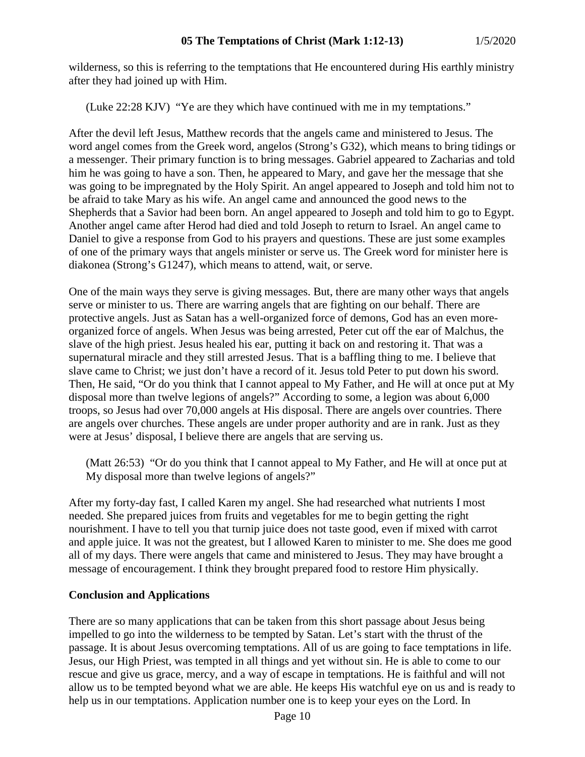wilderness, so this is referring to the temptations that He encountered during His earthly ministry after they had joined up with Him.

> (Luke 22:28 KJV) "Ye are they which have continued with me in my temptations."

After the devil left Jesus, Matthew records that the angels came and ministered to Jesus. The word angel comes from the Greek word, angelos (Strong's G32), which means to bring tidings or a messenger. Their primary function is to bring messages. Gabriel appeared to Zacharias and told him he was going to have a son. Then, he appeared to Mary, and gave her the message that she was going to be impregnated by the Holy Spirit. An angel appeared to Joseph and told him not to be afraid to take Mary as his wife. An angel came and announced the good news to the Shepherds that a Savior had been born. An angel appeared to Joseph and told him to go to Egypt. Another angel came after Herod had died and told Joseph to return to Israel. An angel came to Daniel to give a response from God to his prayers and questions. These are just some examples of one of the primary ways that angels minister or serve us. The Greek word for minister here is diakonea (Strong's G1247), which means to attend, wait, or serve.

One of the main ways they serve is giving messages. But, there are many other ways that angels serve or minister to us. There are warring angels that are fighting on our behalf. There are protective angels. Just as Satan has a well-organized force of demons, God has an even more-organized force of angels. When Jesus was being arrested, Peter cut off the ear of Malchus, the slave of the high priest. Jesus healed his ear, putting it back on and restoring it. That was a supernatural miracle and they still arrested Jesus. That is a baffling thing to me. I believe that slave came to Christ; we just don't have a record of it. Jesus told Peter to put down his sword. Then, He said, "Or do you think that I cannot appeal to My Father, and He will at once put at My disposal more than twelve legions of angels?" According to some, a legion was about 6,000 troops, so Jesus had over 70,000 angels at His disposal. There are angels over countries. There are angels over churches. These angels are under proper authority and are in rank. Just as they were at Jesus' disposal, I believe there are angels that are serving us.

> (Matt 26:53) "Or do you think that I cannot appeal to My Father, and He will at once put at My disposal more than twelve legions of angels?"

After my forty-day fast, I called Karen my angel. She had researched what nutrients I most needed. She prepared juices from fruits and vegetables for me to begin getting the right nourishment. I have to tell you that turnip juice does not taste good, even if mixed with carrot and apple juice. It was not the greatest, but I allowed Karen to minister to me. She does me good all of my days. There were angels that came and ministered to Jesus. They may have brought a message of encouragement. I think they brought prepared food to restore Him physically.

**Conclusion and Applications**

There are so many applications that can be taken from this short passage about Jesus being impelled to go into the wilderness to be tempted by Satan. Let's start with the thrust of the passage. It is about Jesus overcoming temptations. All of us are going to face temptations in life. Jesus, our High Priest, was tempted in all things and yet without sin. He is able to come to our rescue and give us grace, mercy, and a way of escape in temptations. He is faithful and will not allow us to be tempted beyond what we are able. He keeps His watchful eye on us and is ready to help us in our temptations. Application number one is to keep your eyes on the Lord. In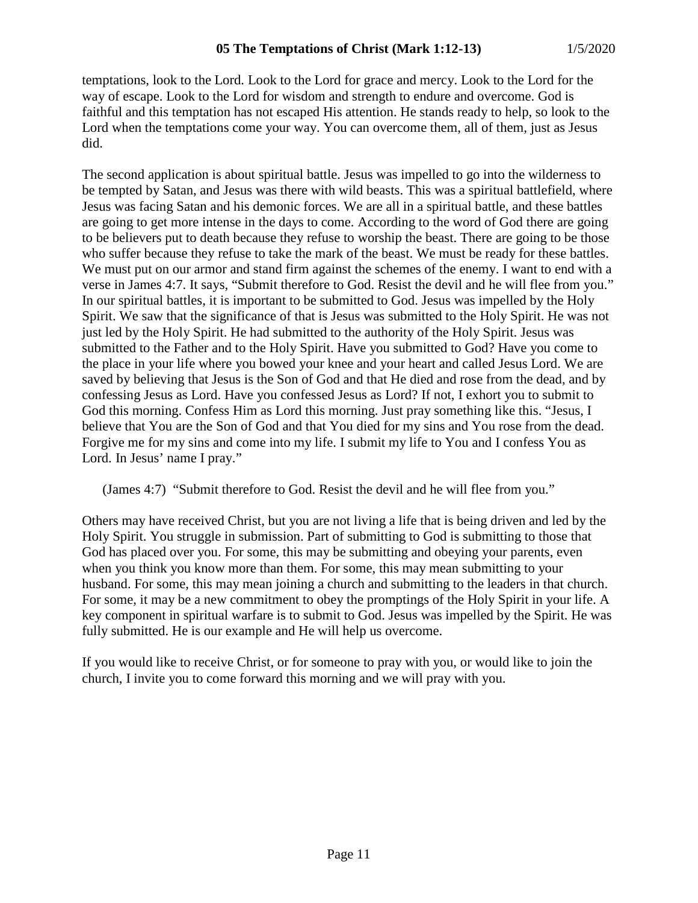temptations, look to the Lord. Look to the Lord for grace and mercy. Look to the Lord for the way of escape. Look to the Lord for wisdom and strength to endure and overcome. God is faithful and this temptation has not escaped His attention. He stands ready to help, so look to the Lord when the temptations come your way. You can overcome them, all of them, just as Jesus did.

The second application is about spiritual battle. Jesus was impelled to go into the wilderness to be tempted by Satan, and Jesus was there with wild beasts. This was a spiritual battlefield, where Jesus was facing Satan and his demonic forces. We are all in a spiritual battle, and these battles are going to get more intense in the days to come. According to the word of God there are going to be believers put to death because they refuse to worship the beast. There are going to be those who suffer because they refuse to take the mark of the beast. We must be ready for these battles. We must put on our armor and stand firm against the schemes of the enemy. I want to end with a verse in James 4:7. It says, "Submit therefore to God. Resist the devil and he will flee from you." In our spiritual battles, it is important to be submitted to God. Jesus was impelled by the Holy Spirit. We saw that the significance of that is Jesus was submitted to the Holy Spirit. He was not just led by the Holy Spirit. He had submitted to the authority of the Holy Spirit. Jesus was submitted to the Father and to the Holy Spirit. Have you submitted to God? Have you come to the place in your life where you bowed your knee and your heart and called Jesus Lord. We are saved by believing that Jesus is the Son of God and that He died and rose from the dead, and by confessing Jesus as Lord. Have you confessed Jesus as Lord? If not, I exhort you to submit to God this morning. Confess Him as Lord this morning. Just pray something like this. "Jesus, I believe that You are the Son of God and that You died for my sins and You rose from the dead. Forgive me for my sins and come into my life. I submit my life to You and I confess You as Lord. In Jesus' name I pray."

(James 4:7) "Submit therefore to God. Resist the devil and he will flee from you."

Others may have received Christ, but you are not living a life that is being driven and led by the Holy Spirit. You struggle in submission. Part of submitting to God is submitting to those that God has placed over you. For some, this may be submitting and obeying your parents, even when you think you know more than them. For some, this may mean submitting to your husband. For some, this may mean joining a church and submitting to the leaders in that church. For some, it may be a new commitment to obey the promptings of the Holy Spirit in your life. A key component in spiritual warfare is to submit to God. Jesus was impelled by the Spirit. He was fully submitted. He is our example and He will help us overcome.

If you would like to receive Christ, or for someone to pray with you, or would like to join the church, I invite you to come forward this morning and we will pray with you.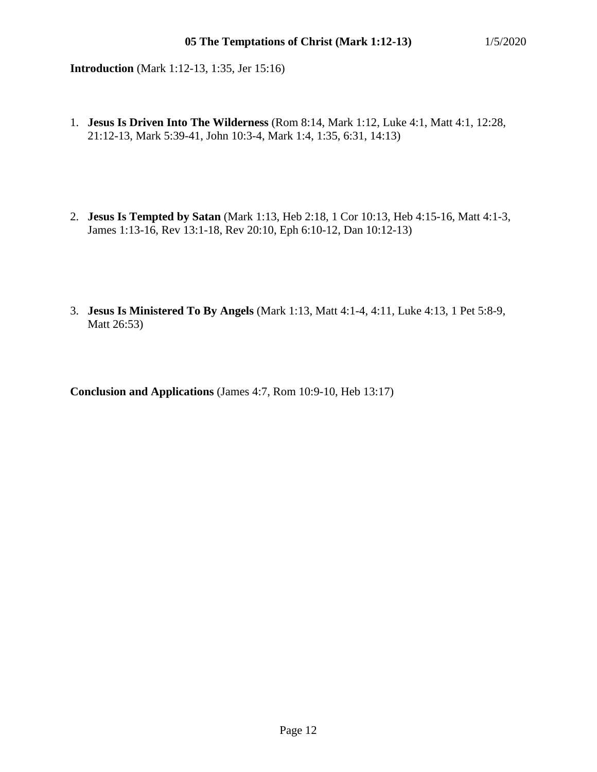## 05 The Temptations of Christ (Mark 1:12-13) 1/5/2020

**Introduction** (Mark 1:12-13, 1:35, Jer 15:16)

1. **Jesus Is Driven Into The Wilderness** (Rom 8:14, Mark 1:12, Luke 4:1, Matt 4:1, 12:28, 21:12-13, Mark 5:39-41, John 10:3-4, Mark 1:4, 1:35, 6:31, 14:13)

2. **Jesus Is Tempted by Satan** (Mark 1:13, Heb 2:18, 1 Cor 10:13, Heb 4:15-16, Matt 4:1-3, James 1:13-16, Rev 13:1-18, Rev 20:10, Eph 6:10-12, Dan 10:12-13)

3. **Jesus Is Ministered To By Angels** (Mark 1:13, Matt 4:1-4, 4:11, Luke 4:13, 1 Pet 5:8-9, Matt 26:53)

**Conclusion and Applications** (James 4:7, Rom 10:9-10, Heb 13:17)